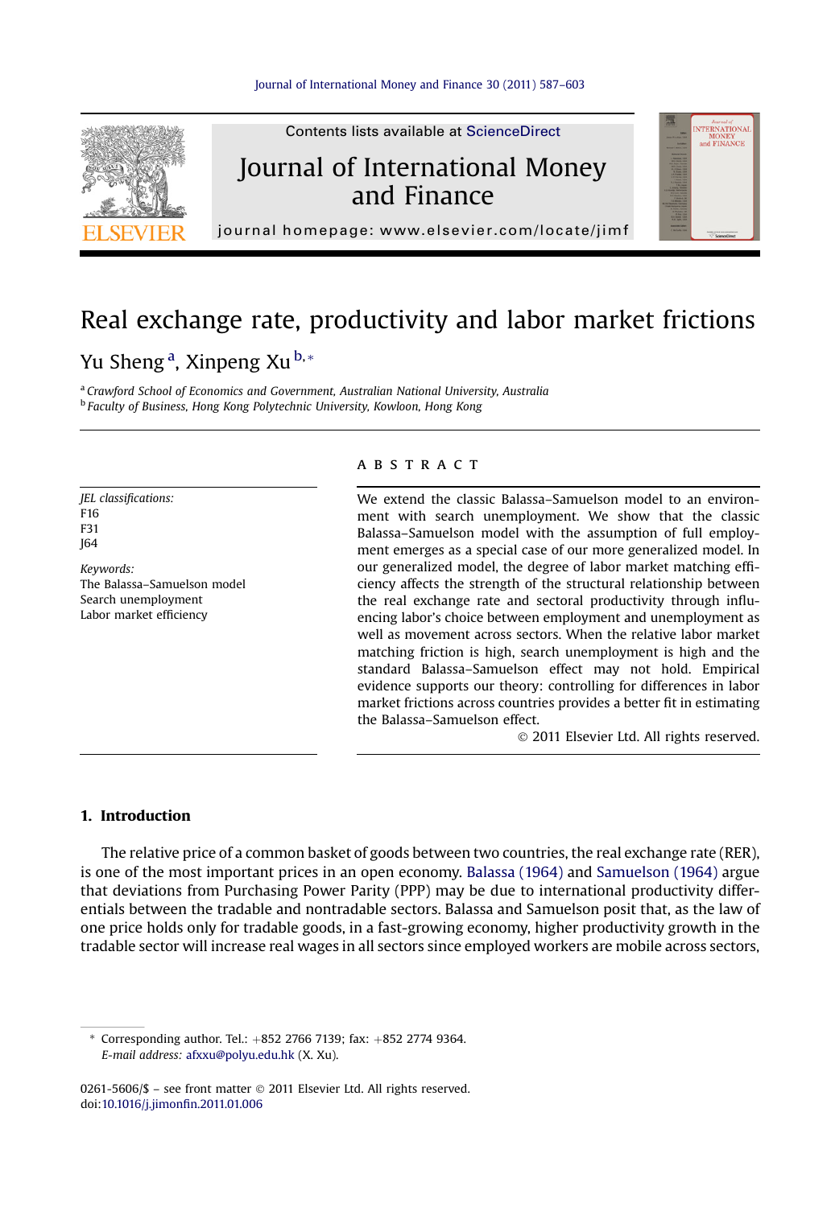# Real exchange rate, productivity and labor market frictions

Yu Sheng [a], Xinpeng Xu [b,*]

[a] *Crawford School of Economics and Government, Australian National University, Australia*
[b] *Faculty of Business, Hong Kong Polytechnic University, Kowloon, Hong Kong*

*JEL classifications:*
F16
F31
J64

*Keywords:*
The Balassa–Samuelson model
Search unemployment
Labor market efficiency

## ABSTRACT

We extend the classic Balassa–Samuelson model to an environment with search unemployment. We show that the classic Balassa–Samuelson model with the assumption of full employment emerges as a special case of our more generalized model. In our generalized model, the degree of labor market matching efficiency affects the strength of the structural relationship between the real exchange rate and sectoral productivity through influencing labor's choice between employment and unemployment as well as movement across sectors. When the relative labor market matching friction is high, search unemployment is high and the standard Balassa–Samuelson effect may not hold. Empirical evidence supports our theory: controlling for differences in labor market frictions across countries provides a better fit in estimating the Balassa–Samuelson effect.

© 2011 Elsevier Ltd. All rights reserved.

## 1. Introduction

The relative price of a common basket of goods between two countries, the real exchange rate (RER), is one of the most important prices in an open economy. Balassa (1964) and Samuelson (1964) argue that deviations from Purchasing Power Parity (PPP) may be due to international productivity differentials between the tradable and nontradable sectors. Balassa and Samuelson posit that, as the law of one price holds only for tradable goods, in a fast-growing economy, higher productivity growth in the tradable sector will increase real wages in all sectors since employed workers are mobile across sectors,

* Corresponding author. Tel.: +852 2766 7139; fax: +852 2774 9364.
*E-mail address:* afxxu@polyu.edu.hk (X. Xu).

0261-5606/$ – see front matter © 2011 Elsevier Ltd. All rights reserved.
doi:10.1016/j.jimonfin.2011.01.006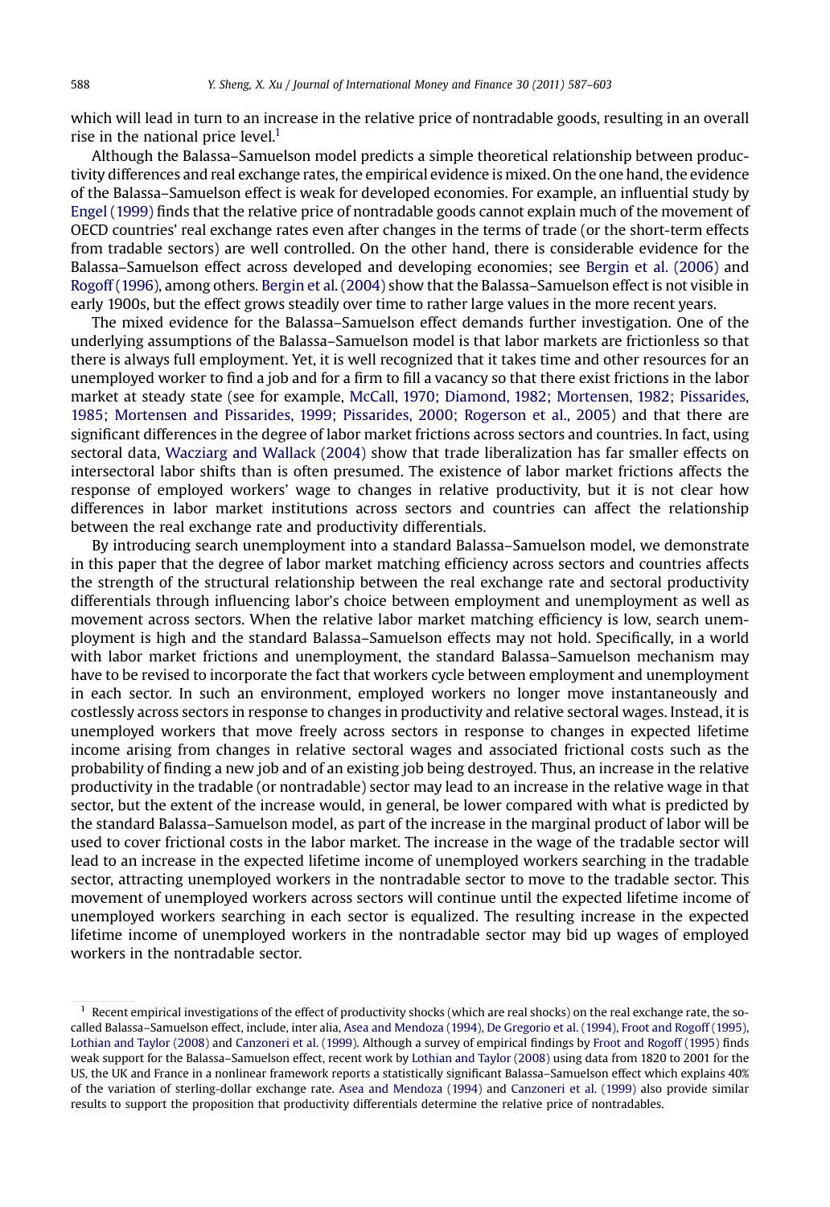which will lead in turn to an increase in the relative price of nontradable goods, resulting in an overall rise in the national price level.[1]

Although the Balassa–Samuelson model predicts a simple theoretical relationship between productivity differences and real exchange rates, the empirical evidence is mixed. On the one hand, the evidence of the Balassa–Samuelson effect is weak for developed economies. For example, an influential study by Engel (1999) finds that the relative price of nontradable goods cannot explain much of the movement of OECD countries' real exchange rates even after changes in the terms of trade (or the short-term effects from tradable sectors) are well controlled. On the other hand, there is considerable evidence for the Balassa–Samuelson effect across developed and developing economies; see Bergin et al. (2006) and Rogoff (1996), among others. Bergin et al. (2004) show that the Balassa–Samuelson effect is not visible in early 1900s, but the effect grows steadily over time to rather large values in the more recent years.

The mixed evidence for the Balassa–Samuelson effect demands further investigation. One of the underlying assumptions of the Balassa–Samuelson model is that labor markets are frictionless so that there is always full employment. Yet, it is well recognized that it takes time and other resources for an unemployed worker to find a job and for a firm to fill a vacancy so that there exist frictions in the labor market at steady state (see for example, McCall, 1970; Diamond, 1982; Mortensen, 1982; Pissarides, 1985; Mortensen and Pissarides, 1999; Pissarides, 2000; Rogerson et al., 2005) and that there are significant differences in the degree of labor market frictions across sectors and countries. In fact, using sectoral data, Wacziarg and Wallack (2004) show that trade liberalization has far smaller effects on intersectoral labor shifts than is often presumed. The existence of labor market frictions affects the response of employed workers' wage to changes in relative productivity, but it is not clear how differences in labor market institutions across sectors and countries can affect the relationship between the real exchange rate and productivity differentials.

By introducing search unemployment into a standard Balassa–Samuelson model, we demonstrate in this paper that the degree of labor market matching efficiency across sectors and countries affects the strength of the structural relationship between the real exchange rate and sectoral productivity differentials through influencing labor's choice between employment and unemployment as well as movement across sectors. When the relative labor market matching efficiency is low, search unemployment is high and the standard Balassa–Samuelson effects may not hold. Specifically, in a world with labor market frictions and unemployment, the standard Balassa–Samuelson mechanism may have to be revised to incorporate the fact that workers cycle between employment and unemployment in each sector. In such an environment, employed workers no longer move instantaneously and costlessly across sectors in response to changes in productivity and relative sectoral wages. Instead, it is unemployed workers that move freely across sectors in response to changes in expected lifetime income arising from changes in relative sectoral wages and associated frictional costs such as the probability of finding a new job and of an existing job being destroyed. Thus, an increase in the relative productivity in the tradable (or nontradable) sector may lead to an increase in the relative wage in that sector, but the extent of the increase would, in general, be lower compared with what is predicted by the standard Balassa–Samuelson model, as part of the increase in the marginal product of labor will be used to cover frictional costs in the labor market. The increase in the wage of the tradable sector will lead to an increase in the expected lifetime income of unemployed workers searching in the tradable sector, attracting unemployed workers in the nontradable sector to move to the tradable sector. This movement of unemployed workers across sectors will continue until the expected lifetime income of unemployed workers searching in each sector is equalized. The resulting increase in the expected lifetime income of unemployed workers in the nontradable sector may bid up wages of employed workers in the nontradable sector.

[1] Recent empirical investigations of the effect of productivity shocks (which are real shocks) on the real exchange rate, the so-called Balassa–Samuelson effect, include, inter alia, Asea and Mendoza (1994), De Gregorio et al. (1994), Froot and Rogoff (1995), Lothian and Taylor (2008) and Canzoneri et al. (1999). Although a survey of empirical findings by Froot and Rogoff (1995) finds weak support for the Balassa–Samuelson effect, recent work by Lothian and Taylor (2008) using data from 1820 to 2001 for the US, the UK and France in a nonlinear framework reports a statistically significant Balassa–Samuelson effect which explains 40% of the variation of sterling-dollar exchange rate. Asea and Mendoza (1994) and Canzoneri et al. (1999) also provide similar results to support the proposition that productivity differentials determine the relative price of nontradables.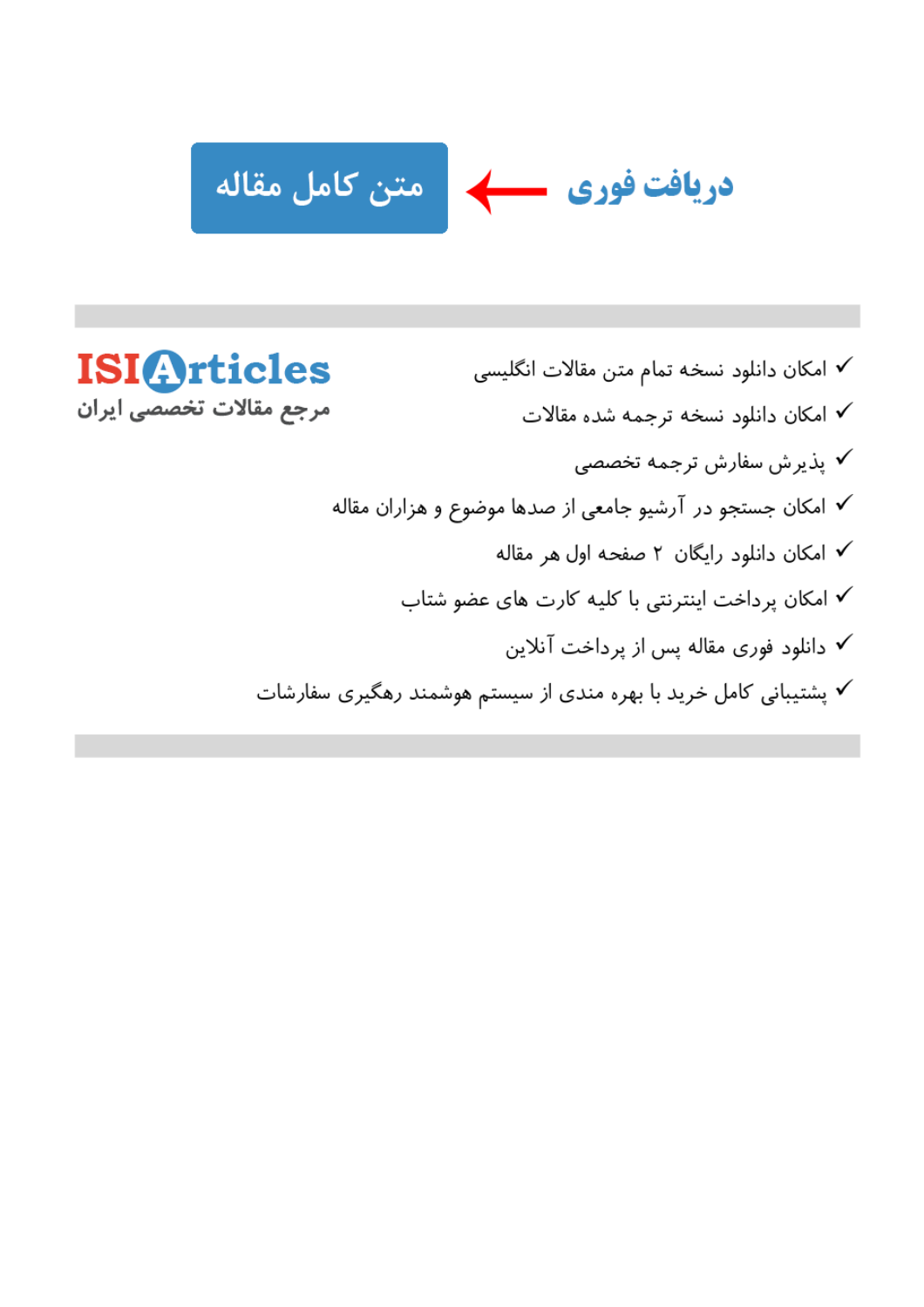دریافت فوری ← متن کامل مقاله

**ISIArticles**
مرجع مقالات تخصصی ایران

- ✓ امکان دانلود نسخه تمام متن مقالات انگلیسی
- ✓ امکان دانلود نسخه ترجمه شده مقالات
- ✓ پذیرش سفارش ترجمه تخصصی
- ✓ امکان جستجو در آرشیو جامعی از صدها موضوع و هزاران مقاله
- ✓ امکان دانلود رایگان ۲ صفحه اول هر مقاله
- ✓ امکان پرداخت اینترنتی با کلیه کارت های عضو شتاب
- ✓ دانلود فوری مقاله پس از پرداخت آنلاین
- ✓ پشتیبانی کامل خرید با بهره مندی از سیستم هوشمند رهگیری سفارشات